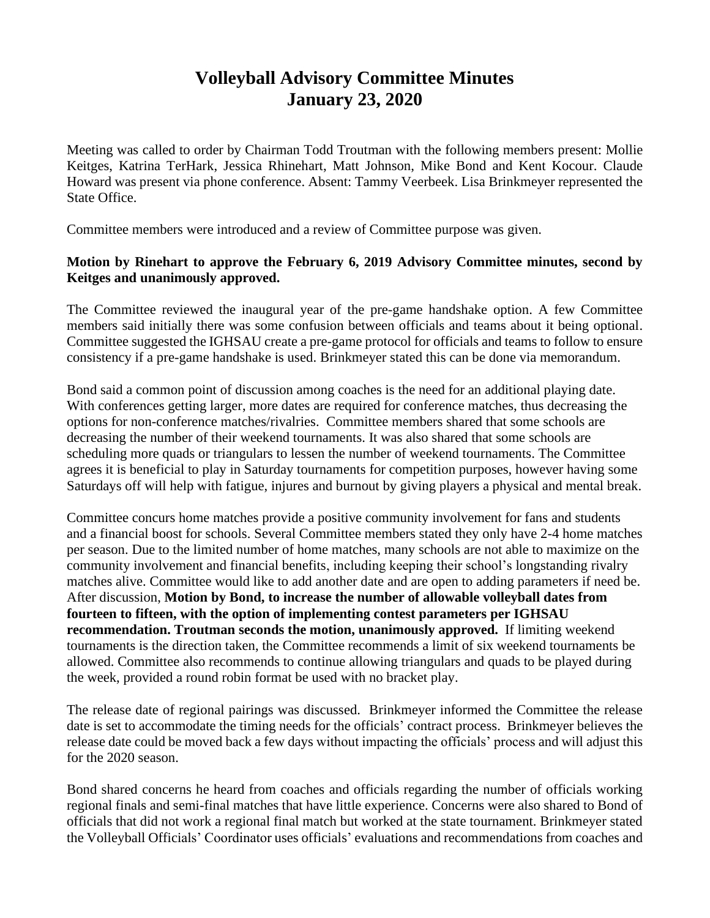# Volleyball Advisory Committee Minutes
# January 23, 2020

Meeting was called to order by Chairman Todd Troutman with the following members present: Mollie Keitges, Katrina TerHark, Jessica Rhinehart, Matt Johnson, Mike Bond and Kent Kocour. Claude Howard was present via phone conference. Absent: Tammy Veerbeek. Lisa Brinkmeyer represented the State Office.

Committee members were introduced and a review of Committee purpose was given.

**Motion by Rinehart to approve the February 6, 2019 Advisory Committee minutes, second by Keitges and unanimously approved.**

The Committee reviewed the inaugural year of the pre-game handshake option. A few Committee members said initially there was some confusion between officials and teams about it being optional. Committee suggested the IGHSAU create a pre-game protocol for officials and teams to follow to ensure consistency if a pre-game handshake is used. Brinkmeyer stated this can be done via memorandum.

Bond said a common point of discussion among coaches is the need for an additional playing date. With conferences getting larger, more dates are required for conference matches, thus decreasing the options for non-conference matches/rivalries. Committee members shared that some schools are decreasing the number of their weekend tournaments. It was also shared that some schools are scheduling more quads or triangulars to lessen the number of weekend tournaments. The Committee agrees it is beneficial to play in Saturday tournaments for competition purposes, however having some Saturdays off will help with fatigue, injures and burnout by giving players a physical and mental break.

Committee concurs home matches provide a positive community involvement for fans and students and a financial boost for schools. Several Committee members stated they only have 2-4 home matches per season. Due to the limited number of home matches, many schools are not able to maximize on the community involvement and financial benefits, including keeping their school's longstanding rivalry matches alive. Committee would like to add another date and are open to adding parameters if need be. After discussion, **Motion by Bond, to increase the number of allowable volleyball dates from fourteen to fifteen, with the option of implementing contest parameters per IGHSAU recommendation. Troutman seconds the motion, unanimously approved.** If limiting weekend tournaments is the direction taken, the Committee recommends a limit of six weekend tournaments be allowed. Committee also recommends to continue allowing triangulars and quads to be played during the week, provided a round robin format be used with no bracket play.

The release date of regional pairings was discussed. Brinkmeyer informed the Committee the release date is set to accommodate the timing needs for the officials' contract process. Brinkmeyer believes the release date could be moved back a few days without impacting the officials' process and will adjust this for the 2020 season.

Bond shared concerns he heard from coaches and officials regarding the number of officials working regional finals and semi-final matches that have little experience. Concerns were also shared to Bond of officials that did not work a regional final match but worked at the state tournament. Brinkmeyer stated the Volleyball Officials' Coordinator uses officials' evaluations and recommendations from coaches and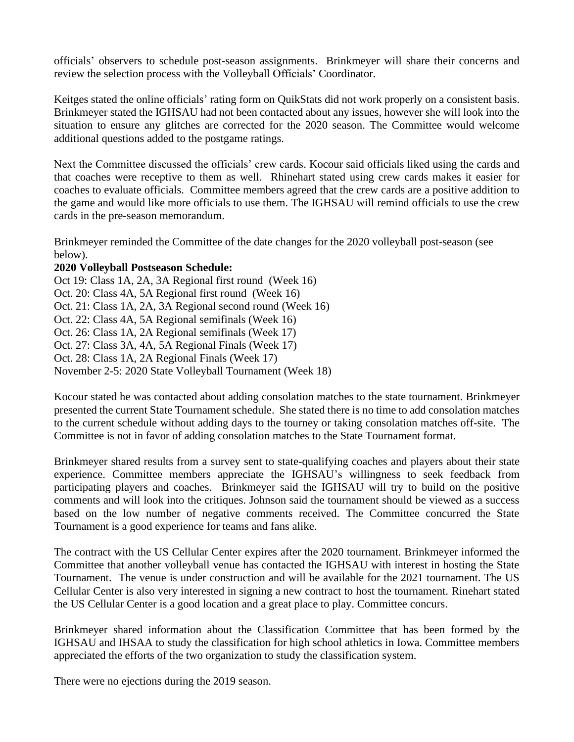officials' observers to schedule post-season assignments. Brinkmeyer will share their concerns and review the selection process with the Volleyball Officials' Coordinator.

Keitges stated the online officials' rating form on QuikStats did not work properly on a consistent basis. Brinkmeyer stated the IGHSAU had not been contacted about any issues, however she will look into the situation to ensure any glitches are corrected for the 2020 season. The Committee would welcome additional questions added to the postgame ratings.

Next the Committee discussed the officials' crew cards. Kocour said officials liked using the cards and that coaches were receptive to them as well. Rhinehart stated using crew cards makes it easier for coaches to evaluate officials. Committee members agreed that the crew cards are a positive addition to the game and would like more officials to use them. The IGHSAU will remind officials to use the crew cards in the pre-season memorandum.

Brinkmeyer reminded the Committee of the date changes for the 2020 volleyball post-season (see below).

**2020 Volleyball Postseason Schedule:**
Oct 19: Class 1A, 2A, 3A Regional first round (Week 16)
Oct. 20: Class 4A, 5A Regional first round (Week 16)
Oct. 21: Class 1A, 2A, 3A Regional second round (Week 16)
Oct. 22: Class 4A, 5A Regional semifinals (Week 16)
Oct. 26: Class 1A, 2A Regional semifinals (Week 17)
Oct. 27: Class 3A, 4A, 5A Regional Finals (Week 17)
Oct. 28: Class 1A, 2A Regional Finals (Week 17)
November 2-5: 2020 State Volleyball Tournament (Week 18)

Kocour stated he was contacted about adding consolation matches to the state tournament. Brinkmeyer presented the current State Tournament schedule. She stated there is no time to add consolation matches to the current schedule without adding days to the tourney or taking consolation matches off-site. The Committee is not in favor of adding consolation matches to the State Tournament format.

Brinkmeyer shared results from a survey sent to state-qualifying coaches and players about their state experience. Committee members appreciate the IGHSAU's willingness to seek feedback from participating players and coaches. Brinkmeyer said the IGHSAU will try to build on the positive comments and will look into the critiques. Johnson said the tournament should be viewed as a success based on the low number of negative comments received. The Committee concurred the State Tournament is a good experience for teams and fans alike.

The contract with the US Cellular Center expires after the 2020 tournament. Brinkmeyer informed the Committee that another volleyball venue has contacted the IGHSAU with interest in hosting the State Tournament. The venue is under construction and will be available for the 2021 tournament. The US Cellular Center is also very interested in signing a new contract to host the tournament. Rinehart stated the US Cellular Center is a good location and a great place to play. Committee concurs.

Brinkmeyer shared information about the Classification Committee that has been formed by the IGHSAU and IHSAA to study the classification for high school athletics in Iowa. Committee members appreciated the efforts of the two organization to study the classification system.

There were no ejections during the 2019 season.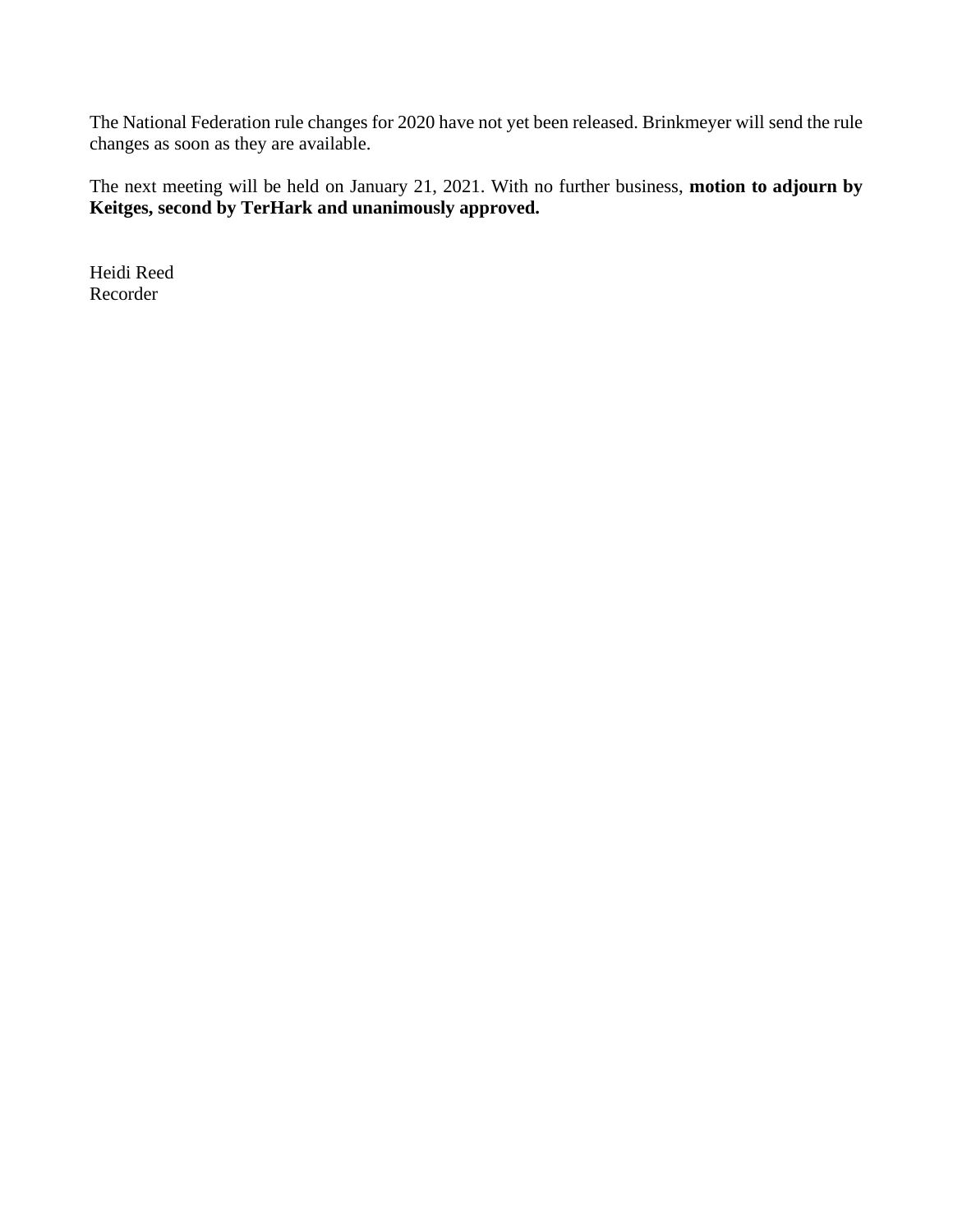The National Federation rule changes for 2020 have not yet been released. Brinkmeyer will send the rule changes as soon as they are available.

The next meeting will be held on January 21, 2021. With no further business, **motion to adjourn by Keitges, second by TerHark and unanimously approved.**

Heidi Reed
Recorder